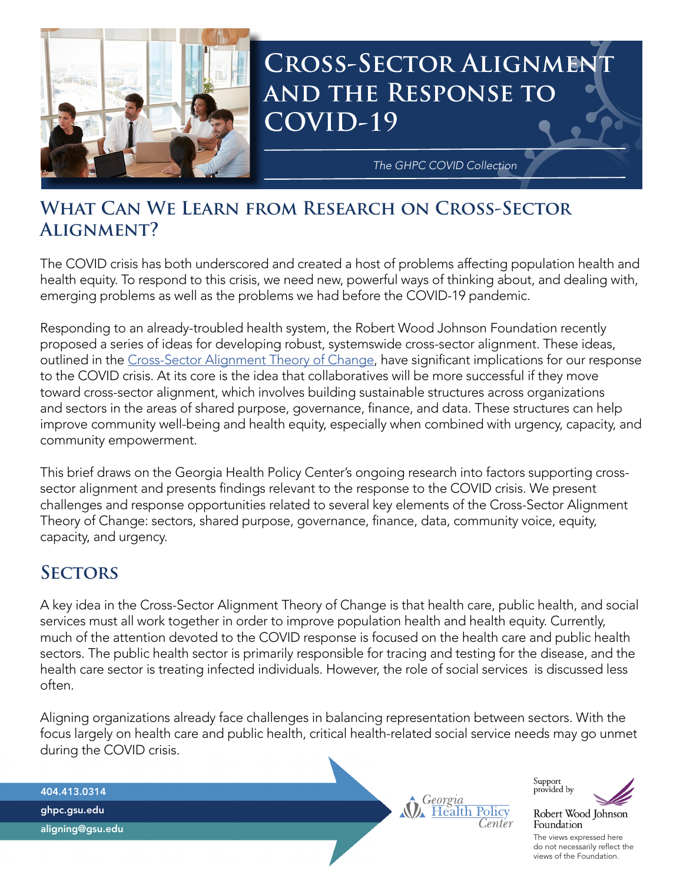# Cross-Sector Alignment and the Response to COVID-19

*The GHPC COVID Collection*

## What Can We Learn from Research on Cross-Sector Alignment?

The COVID crisis has both underscored and created a host of problems affecting population health and health equity. To respond to this crisis, we need new, powerful ways of thinking about, and dealing with, emerging problems as well as the problems we had before the COVID-19 pandemic.

Responding to an already-troubled health system, the Robert Wood Johnson Foundation recently proposed a series of ideas for developing robust, systemswide cross-sector alignment. These ideas, outlined in the Cross-Sector Alignment Theory of Change, have significant implications for our response to the COVID crisis. At its core is the idea that collaboratives will be more successful if they move toward cross-sector alignment, which involves building sustainable structures across organizations and sectors in the areas of shared purpose, governance, finance, and data. These structures can help improve community well-being and health equity, especially when combined with urgency, capacity, and community empowerment.

This brief draws on the Georgia Health Policy Center's ongoing research into factors supporting cross-sector alignment and presents findings relevant to the response to the COVID crisis. We present challenges and response opportunities related to several key elements of the Cross-Sector Alignment Theory of Change: sectors, shared purpose, governance, finance, data, community voice, equity, capacity, and urgency.

## Sectors

A key idea in the Cross-Sector Alignment Theory of Change is that health care, public health, and social services must all work together in order to improve population health and health equity. Currently, much of the attention devoted to the COVID response is focused on the health care and public health sectors. The public health sector is primarily responsible for tracing and testing for the disease, and the health care sector is treating infected individuals. However, the role of social services is discussed less often.

Aligning organizations already face challenges in balancing representation between sectors. With the focus largely on health care and public health, critical health-related social service needs may go unmet during the COVID crisis.

404.413.0314
ghpc.gsu.edu
aligning@gsu.edu

Georgia Health Policy Center

Support provided by Robert Wood Johnson Foundation

The views expressed here do not necessarily reflect the views of the Foundation.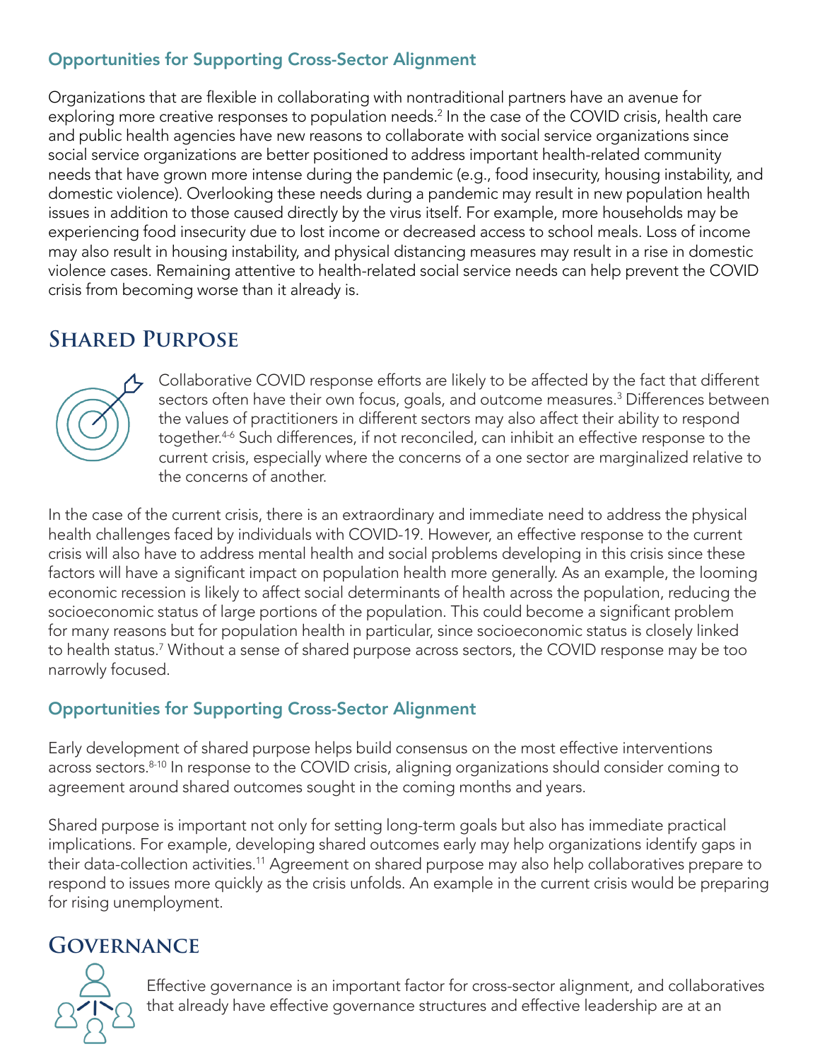### Opportunities for Supporting Cross-Sector Alignment

Organizations that are flexible in collaborating with nontraditional partners have an avenue for exploring more creative responses to population needs.[2] In the case of the COVID crisis, health care and public health agencies have new reasons to collaborate with social service organizations since social service organizations are better positioned to address important health-related community needs that have grown more intense during the pandemic (e.g., food insecurity, housing instability, and domestic violence). Overlooking these needs during a pandemic may result in new population health issues in addition to those caused directly by the virus itself. For example, more households may be experiencing food insecurity due to lost income or decreased access to school meals. Loss of income may also result in housing instability, and physical distancing measures may result in a rise in domestic violence cases. Remaining attentive to health-related social service needs can help prevent the COVID crisis from becoming worse than it already is.

## Shared Purpose

Collaborative COVID response efforts are likely to be affected by the fact that different sectors often have their own focus, goals, and outcome measures.[3] Differences between the values of practitioners in different sectors may also affect their ability to respond together.[4-6] Such differences, if not reconciled, can inhibit an effective response to the current crisis, especially where the concerns of a one sector are marginalized relative to the concerns of another.

In the case of the current crisis, there is an extraordinary and immediate need to address the physical health challenges faced by individuals with COVID-19. However, an effective response to the current crisis will also have to address mental health and social problems developing in this crisis since these factors will have a significant impact on population health more generally. As an example, the looming economic recession is likely to affect social determinants of health across the population, reducing the socioeconomic status of large portions of the population. This could become a significant problem for many reasons but for population health in particular, since socioeconomic status is closely linked to health status.[7] Without a sense of shared purpose across sectors, the COVID response may be too narrowly focused.

### Opportunities for Supporting Cross-Sector Alignment

Early development of shared purpose helps build consensus on the most effective interventions across sectors.[8-10] In response to the COVID crisis, aligning organizations should consider coming to agreement around shared outcomes sought in the coming months and years.

Shared purpose is important not only for setting long-term goals but also has immediate practical implications. For example, developing shared outcomes early may help organizations identify gaps in their data-collection activities.[11] Agreement on shared purpose may also help collaboratives prepare to respond to issues more quickly as the crisis unfolds. An example in the current crisis would be preparing for rising unemployment.

## Governance

Effective governance is an important factor for cross-sector alignment, and collaboratives that already have effective governance structures and effective leadership are at an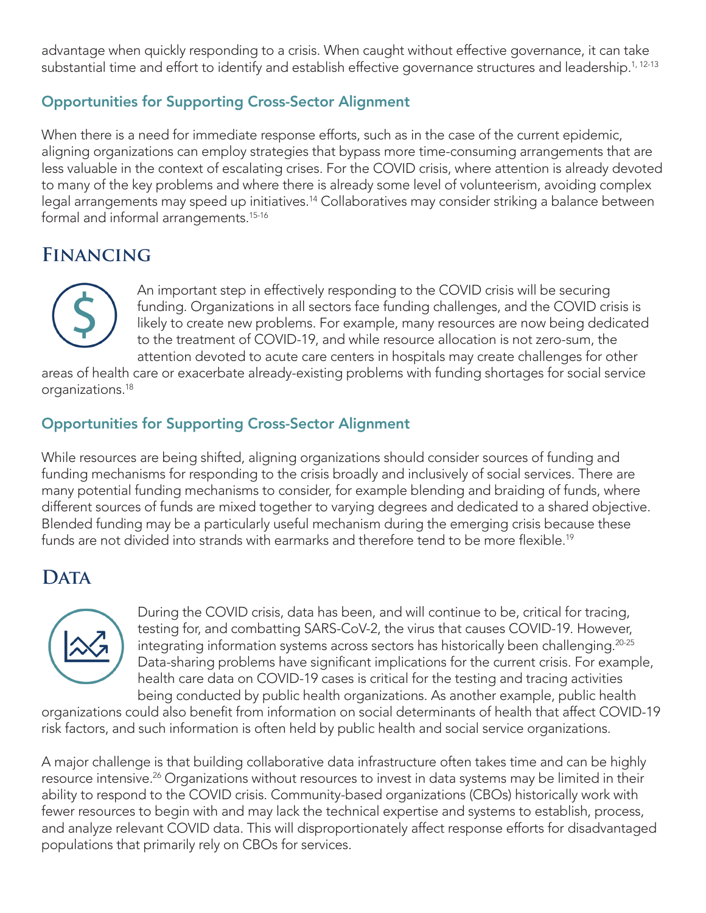advantage when quickly responding to a crisis. When caught without effective governance, it can take substantial time and effort to identify and establish effective governance structures and leadership.[1, 12-13]

### Opportunities for Supporting Cross-Sector Alignment

When there is a need for immediate response efforts, such as in the case of the current epidemic, aligning organizations can employ strategies that bypass more time-consuming arrangements that are less valuable in the context of escalating crises. For the COVID crisis, where attention is already devoted to many of the key problems and where there is already some level of volunteerism, avoiding complex legal arrangements may speed up initiatives.[14] Collaboratives may consider striking a balance between formal and informal arrangements.[15-16]

## Financing

An important step in effectively responding to the COVID crisis will be securing funding. Organizations in all sectors face funding challenges, and the COVID crisis is likely to create new problems. For example, many resources are now being dedicated to the treatment of COVID-19, and while resource allocation is not zero-sum, the attention devoted to acute care centers in hospitals may create challenges for other areas of health care or exacerbate already-existing problems with funding shortages for social service organizations.[18]

### Opportunities for Supporting Cross-Sector Alignment

While resources are being shifted, aligning organizations should consider sources of funding and funding mechanisms for responding to the crisis broadly and inclusively of social services. There are many potential funding mechanisms to consider, for example blending and braiding of funds, where different sources of funds are mixed together to varying degrees and dedicated to a shared objective. Blended funding may be a particularly useful mechanism during the emerging crisis because these funds are not divided into strands with earmarks and therefore tend to be more flexible.[19]

## Data

During the COVID crisis, data has been, and will continue to be, critical for tracing, testing for, and combatting SARS-CoV-2, the virus that causes COVID-19. However, integrating information systems across sectors has historically been challenging.[20-25] Data-sharing problems have significant implications for the current crisis. For example, health care data on COVID-19 cases is critical for the testing and tracing activities being conducted by public health organizations. As another example, public health organizations could also benefit from information on social determinants of health that affect COVID-19 risk factors, and such information is often held by public health and social service organizations.

A major challenge is that building collaborative data infrastructure often takes time and can be highly resource intensive.[26] Organizations without resources to invest in data systems may be limited in their ability to respond to the COVID crisis. Community-based organizations (CBOs) historically work with fewer resources to begin with and may lack the technical expertise and systems to establish, process, and analyze relevant COVID data. This will disproportionately affect response efforts for disadvantaged populations that primarily rely on CBOs for services.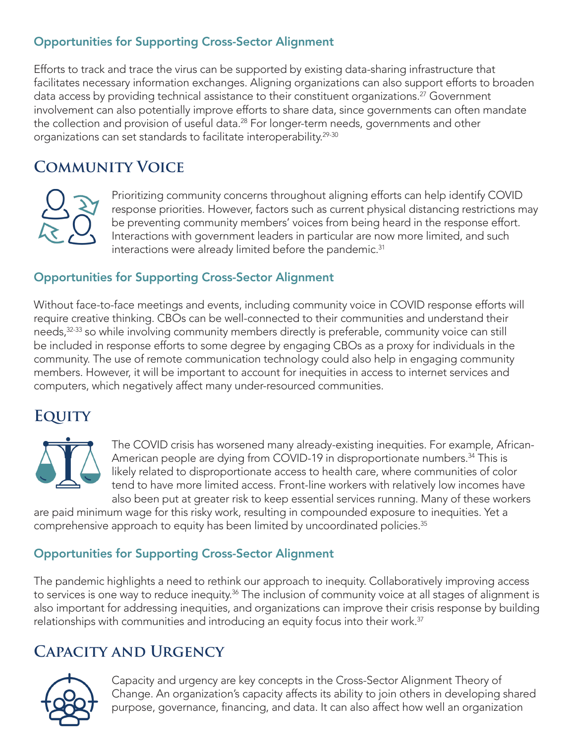### Opportunities for Supporting Cross-Sector Alignment

Efforts to track and trace the virus can be supported by existing data-sharing infrastructure that facilitates necessary information exchanges. Aligning organizations can also support efforts to broaden data access by providing technical assistance to their constituent organizations.[27] Government involvement can also potentially improve efforts to share data, since governments can often mandate the collection and provision of useful data.[28] For longer-term needs, governments and other organizations can set standards to facilitate interoperability.[29-30]

## Community Voice

Prioritizing community concerns throughout aligning efforts can help identify COVID response priorities. However, factors such as current physical distancing restrictions may be preventing community members' voices from being heard in the response effort. Interactions with government leaders in particular are now more limited, and such interactions were already limited before the pandemic.[31]

### Opportunities for Supporting Cross-Sector Alignment

Without face-to-face meetings and events, including community voice in COVID response efforts will require creative thinking. CBOs can be well-connected to their communities and understand their needs,[32-33] so while involving community members directly is preferable, community voice can still be included in response efforts to some degree by engaging CBOs as a proxy for individuals in the community. The use of remote communication technology could also help in engaging community members. However, it will be important to account for inequities in access to internet services and computers, which negatively affect many under-resourced communities.

## Equity

The COVID crisis has worsened many already-existing inequities. For example, African-American people are dying from COVID-19 in disproportionate numbers.[34] This is likely related to disproportionate access to health care, where communities of color tend to have more limited access. Front-line workers with relatively low incomes have also been put at greater risk to keep essential services running. Many of these workers are paid minimum wage for this risky work, resulting in compounded exposure to inequities. Yet a comprehensive approach to equity has been limited by uncoordinated policies.[35]

### Opportunities for Supporting Cross-Sector Alignment

The pandemic highlights a need to rethink our approach to inequity. Collaboratively improving access to services is one way to reduce inequity.[36] The inclusion of community voice at all stages of alignment is also important for addressing inequities, and organizations can improve their crisis response by building relationships with communities and introducing an equity focus into their work.[37]

## Capacity and Urgency

Capacity and urgency are key concepts in the Cross-Sector Alignment Theory of Change. An organization's capacity affects its ability to join others in developing shared purpose, governance, financing, and data. It can also affect how well an organization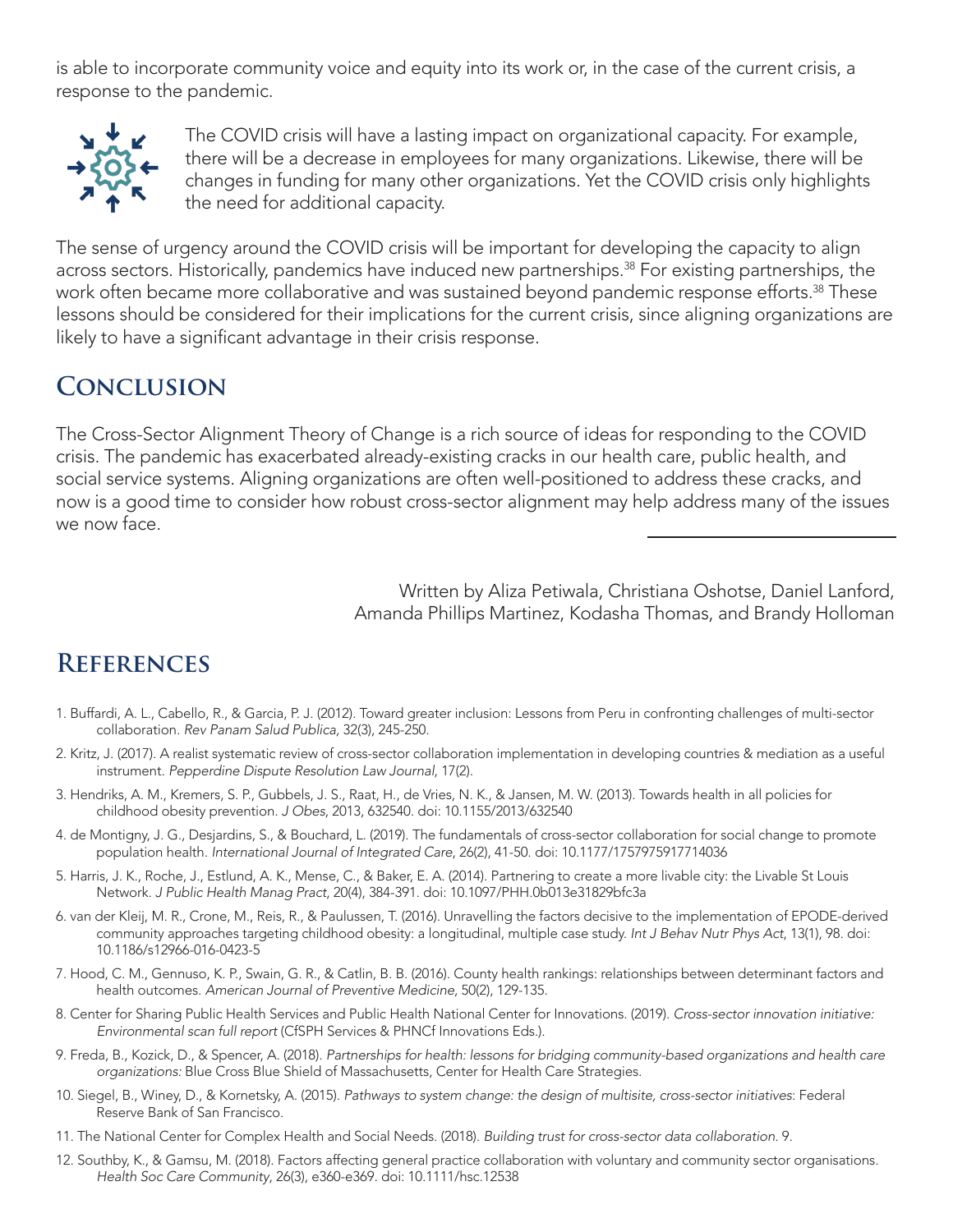is able to incorporate community voice and equity into its work or, in the case of the current crisis, a response to the pandemic.

The COVID crisis will have a lasting impact on organizational capacity. For example, there will be a decrease in employees for many organizations. Likewise, there will be changes in funding for many other organizations. Yet the COVID crisis only highlights the need for additional capacity.

The sense of urgency around the COVID crisis will be important for developing the capacity to align across sectors. Historically, pandemics have induced new partnerships.[38] For existing partnerships, the work often became more collaborative and was sustained beyond pandemic response efforts.[38] These lessons should be considered for their implications for the current crisis, since aligning organizations are likely to have a significant advantage in their crisis response.

## Conclusion

The Cross-Sector Alignment Theory of Change is a rich source of ideas for responding to the COVID crisis. The pandemic has exacerbated already-existing cracks in our health care, public health, and social service systems. Aligning organizations are often well-positioned to address these cracks, and now is a good time to consider how robust cross-sector alignment may help address many of the issues we now face.

Written by Aliza Petiwala, Christiana Oshotse, Daniel Lanford, Amanda Phillips Martinez, Kodasha Thomas, and Brandy Holloman

## References

1. Buffardi, A. L., Cabello, R., & Garcia, P. J. (2012). Toward greater inclusion: Lessons from Peru in confronting challenges of multi-sector collaboration. *Rev Panam Salud Publica*, 32(3), 245-250.
2. Kritz, J. (2017). A realist systematic review of cross-sector collaboration implementation in developing countries & mediation as a useful instrument. *Pepperdine Dispute Resolution Law Journal*, 17(2).
3. Hendriks, A. M., Kremers, S. P., Gubbels, J. S., Raat, H., de Vries, N. K., & Jansen, M. W. (2013). Towards health in all policies for childhood obesity prevention. *J Obes*, 2013, 632540. doi: 10.1155/2013/632540
4. de Montigny, J. G., Desjardins, S., & Bouchard, L. (2019). The fundamentals of cross-sector collaboration for social change to promote population health. *International Journal of Integrated Care*, 26(2), 41-50. doi: 10.1177/1757975917714036
5. Harris, J. K., Roche, J., Estlund, A. K., Mense, C., & Baker, E. A. (2014). Partnering to create a more livable city: the Livable St Louis Network. *J Public Health Manag Pract*, 20(4), 384-391. doi: 10.1097/PHH.0b013e31829bfc3a
6. van der Kleij, M. R., Crone, M., Reis, R., & Paulussen, T. (2016). Unravelling the factors decisive to the implementation of EPODE-derived community approaches targeting childhood obesity: a longitudinal, multiple case study. *Int J Behav Nutr Phys Act*, 13(1), 98. doi: 10.1186/s12966-016-0423-5
7. Hood, C. M., Gennuso, K. P., Swain, G. R., & Catlin, B. B. (2016). County health rankings: relationships between determinant factors and health outcomes. *American Journal of Preventive Medicine*, 50(2), 129-135.
8. Center for Sharing Public Health Services and Public Health National Center for Innovations. (2019). *Cross-sector innovation initiative: Environmental scan full report* (CfSPH Services & PHNCf Innovations Eds.).
9. Freda, B., Kozick, D., & Spencer, A. (2018). *Partnerships for health: lessons for bridging community-based organizations and health care organizations:* Blue Cross Blue Shield of Massachusetts, Center for Health Care Strategies.
10. Siegel, B., Winey, D., & Kornetsky, A. (2015). *Pathways to system change: the design of multisite, cross-sector initiatives*: Federal Reserve Bank of San Francisco.
11. The National Center for Complex Health and Social Needs. (2018). *Building trust for cross-sector data collaboration.* 9.
12. Southby, K., & Gamsu, M. (2018). Factors affecting general practice collaboration with voluntary and community sector organisations. *Health Soc Care Community*, 26(3), e360-e369. doi: 10.1111/hsc.12538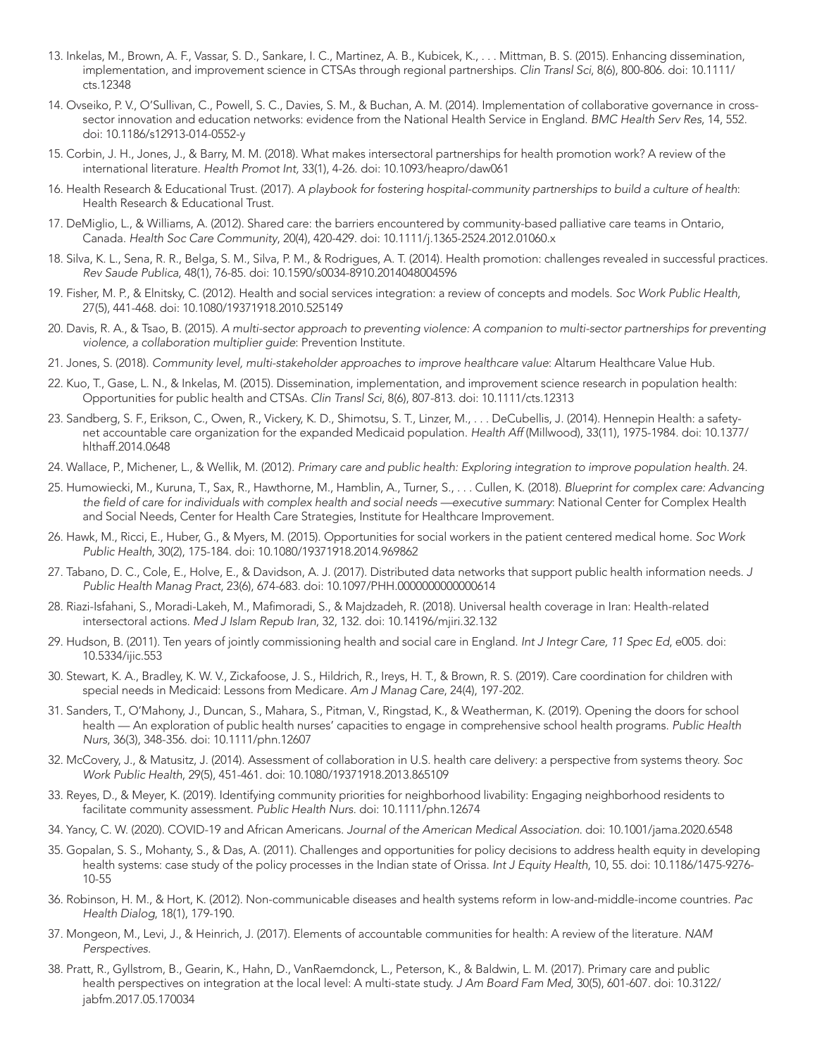13. Inkelas, M., Brown, A. F., Vassar, S. D., Sankare, I. C., Martinez, A. B., Kubicek, K., . . . Mittman, B. S. (2015). Enhancing dissemination, implementation, and improvement science in CTSAs through regional partnerships. *Clin Transl Sci*, 8(6), 800-806. doi: 10.1111/cts.12348

14. Ovseiko, P. V., O'Sullivan, C., Powell, S. C., Davies, S. M., & Buchan, A. M. (2014). Implementation of collaborative governance in cross-sector innovation and education networks: evidence from the National Health Service in England. *BMC Health Serv Res*, 14, 552. doi: 10.1186/s12913-014-0552-y

15. Corbin, J. H., Jones, J., & Barry, M. M. (2018). What makes intersectoral partnerships for health promotion work? A review of the international literature. *Health Promot Int,* 33(1), 4-26. doi: 10.1093/heapro/daw061

16. Health Research & Educational Trust. (2017). *A playbook for fostering hospital-community partnerships to build a culture of health*: Health Research & Educational Trust.

17. DeMiglio, L., & Williams, A. (2012). Shared care: the barriers encountered by community-based palliative care teams in Ontario, Canada. *Health Soc Care Community*, 20(4), 420-429. doi: 10.1111/j.1365-2524.2012.01060.x

18. Silva, K. L., Sena, R. R., Belga, S. M., Silva, P. M., & Rodrigues, A. T. (2014). Health promotion: challenges revealed in successful practices. *Rev Saude Publica*, 48(1), 76-85. doi: 10.1590/s0034-8910.2014048004596

19. Fisher, M. P., & Elnitsky, C. (2012). Health and social services integration: a review of concepts and models. *Soc Work Public Health*, 27(5), 441-468. doi: 10.1080/19371918.2010.525149

20. Davis, R. A., & Tsao, B. (2015). *A multi-sector approach to preventing violence: A companion to multi-sector partnerships for preventing violence, a collaboration multiplier guide*: Prevention Institute.

21. Jones, S. (2018). *Community level, multi-stakeholder approaches to improve healthcare value*: Altarum Healthcare Value Hub.

22. Kuo, T., Gase, L. N., & Inkelas, M. (2015). Dissemination, implementation, and improvement science research in population health: Opportunities for public health and CTSAs. *Clin Transl Sci*, 8(6), 807-813. doi: 10.1111/cts.12313

23. Sandberg, S. F., Erikson, C., Owen, R., Vickery, K. D., Shimotsu, S. T., Linzer, M., . . . DeCubellis, J. (2014). Hennepin Health: a safety-net accountable care organization for the expanded Medicaid population. *Health Aff* (Millwood), 33(11), 1975-1984. doi: 10.1377/hlthaff.2014.0648

24. Wallace, P., Michener, L., & Wellik, M. (2012). *Primary care and public health: Exploring integration to improve population health*. 24.

25. Humowiecki, M., Kuruna, T., Sax, R., Hawthorne, M., Hamblin, A., Turner, S., . . . Cullen, K. (2018). *Blueprint for complex care: Advancing the field of care for individuals with complex health and social needs —executive summary*: National Center for Complex Health and Social Needs, Center for Health Care Strategies, Institute for Healthcare Improvement.

26. Hawk, M., Ricci, E., Huber, G., & Myers, M. (2015). Opportunities for social workers in the patient centered medical home. *Soc Work Public Health*, 30(2), 175-184. doi: 10.1080/19371918.2014.969862

27. Tabano, D. C., Cole, E., Holve, E., & Davidson, A. J. (2017). Distributed data networks that support public health information needs. *J Public Health Manag Pract*, 23(6), 674-683. doi: 10.1097/PHH.0000000000000614

28. Riazi-Isfahani, S., Moradi-Lakeh, M., Mafimoradi, S., & Majdzadeh, R. (2018). Universal health coverage in Iran: Health-related intersectoral actions. *Med J Islam Repub Iran*, 32, 132. doi: 10.14196/mjiri.32.132

29. Hudson, B. (2011). Ten years of jointly commissioning health and social care in England. *Int J Integr Care, 11 Spec Ed*, e005. doi: 10.5334/ijic.553

30. Stewart, K. A., Bradley, K. W. V., Zickafoose, J. S., Hildrich, R., Ireys, H. T., & Brown, R. S. (2019). Care coordination for children with special needs in Medicaid: Lessons from Medicare. *Am J Manag Care*, 24(4), 197-202.

31. Sanders, T., O'Mahony, J., Duncan, S., Mahara, S., Pitman, V., Ringstad, K., & Weatherman, K. (2019). Opening the doors for school health — An exploration of public health nurses' capacities to engage in comprehensive school health programs. *Public Health Nurs*, 36(3), 348-356. doi: 10.1111/phn.12607

32. McCovery, J., & Matusitz, J. (2014). Assessment of collaboration in U.S. health care delivery: a perspective from systems theory. *Soc Work Public Health*, *29*(5), 451-461. doi: 10.1080/19371918.2013.865109

33. Reyes, D., & Meyer, K. (2019). Identifying community priorities for neighborhood livability: Engaging neighborhood residents to facilitate community assessment. *Public Health Nurs*. doi: 10.1111/phn.12674

34. Yancy, C. W. (2020). COVID-19 and African Americans. *Journal of the American Medical Association*. doi: 10.1001/jama.2020.6548

35. Gopalan, S. S., Mohanty, S., & Das, A. (2011). Challenges and opportunities for policy decisions to address health equity in developing health systems: case study of the policy processes in the Indian state of Orissa. *Int J Equity Health*, 10, 55. doi: 10.1186/1475-9276-10-55

36. Robinson, H. M., & Hort, K. (2012). Non-communicable diseases and health systems reform in low-and-middle-income countries. *Pac Health Dialog*, 18(1), 179-190.

37. Mongeon, M., Levi, J., & Heinrich, J. (2017). Elements of accountable communities for health: A review of the literature. *NAM Perspectives*.

38. Pratt, R., Gyllstrom, B., Gearin, K., Hahn, D., VanRaemdonck, L., Peterson, K., & Baldwin, L. M. (2017). Primary care and public health perspectives on integration at the local level: A multi-state study. *J Am Board Fam Med*, 30(5), 601-607. doi: 10.3122/jabfm.2017.05.170034